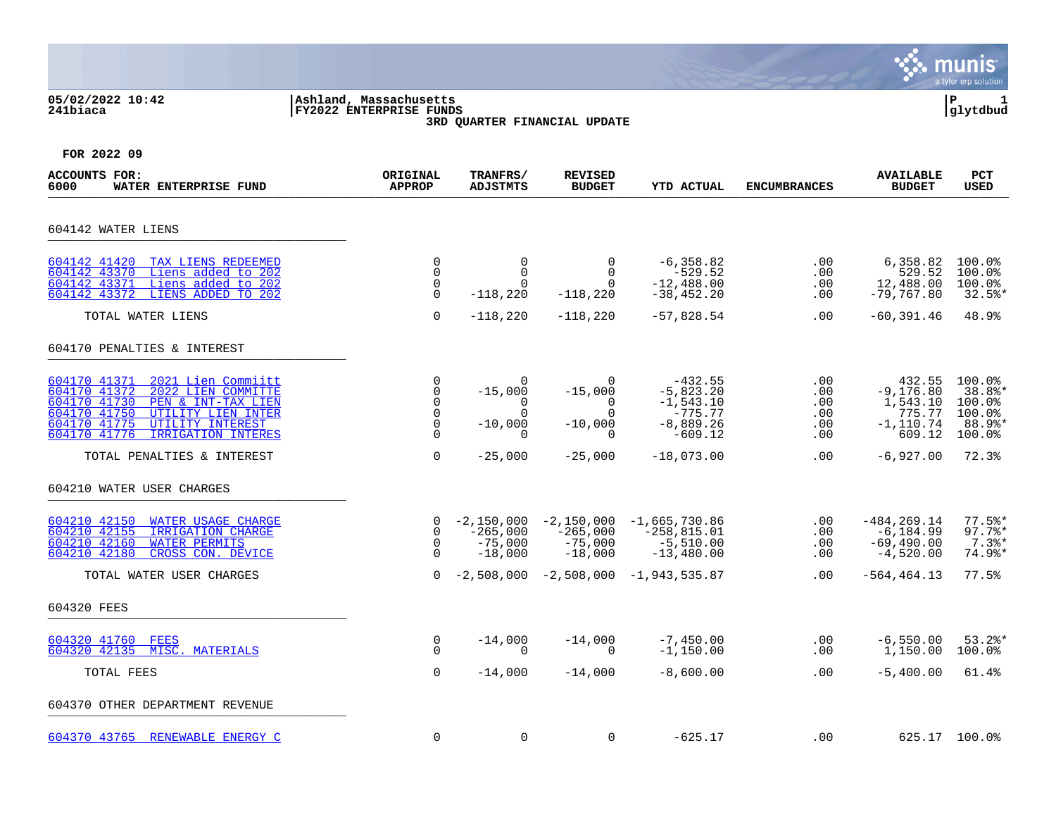05/02/2022 10:42
241biaca

Ashland, Massachusetts
FY2022 ENTERPRISE FUNDS
3RD QUARTER FINANCIAL UPDATE

P 1
glytdbud

FOR 2022 09

| ACCOUNTS FOR: 6000 WATER ENTERPRISE FUND | ORIGINAL APPROP | TRANFRS/ ADJSTMTS | REVISED BUDGET | YTD ACTUAL | ENCUMBRANCES | AVAILABLE BUDGET | PCT USED |
|---|---|---|---|---|---|---|---|
| **604142 WATER LIENS** | | | | | | | |
| 604142 41420 TAX LIENS REDEEMED | 0 | 0 | 0 | -6,358.82 | .00 | 6,358.82 | 100.0% |
| 604142 43370 Liens added to 202 | 0 | 0 | 0 | -529.52 | .00 | 529.52 | 100.0% |
| 604142 43371 Liens added to 202 | 0 | 0 | 0 | -12,488.00 | .00 | 12,488.00 | 100.0% |
| 604142 43372 LIENS ADDED TO 202 | 0 | -118,220 | -118,220 | -38,452.20 | .00 | -79,767.80 | 32.5%* |
| TOTAL WATER LIENS | 0 | -118,220 | -118,220 | -57,828.54 | .00 | -60,391.46 | 48.9% |
| **604170 PENALTIES & INTEREST** | | | | | | | |
| 604170 41371 2021 Lien Commiitt | 0 | 0 | 0 | -432.55 | .00 | 432.55 | 100.0% |
| 604170 41372 2022 LIEN COMMITTE | 0 | -15,000 | -15,000 | -5,823.20 | .00 | -9,176.80 | 38.8%* |
| 604170 41730 PEN & INT-TAX LIEN | 0 | 0 | 0 | -1,543.10 | .00 | 1,543.10 | 100.0% |
| 604170 41750 UTILITY LIEN INTER | 0 | 0 | 0 | -775.77 | .00 | 775.77 | 100.0% |
| 604170 41775 UTILITY INTEREST | 0 | -10,000 | -10,000 | -8,889.26 | .00 | -1,110.74 | 88.9%* |
| 604170 41776 IRRIGATION INTERES | 0 | 0 | 0 | -609.12 | .00 | 609.12 | 100.0% |
| TOTAL PENALTIES & INTEREST | 0 | -25,000 | -25,000 | -18,073.00 | .00 | -6,927.00 | 72.3% |
| **604210 WATER USER CHARGES** | | | | | | | |
| 604210 42150 WATER USAGE CHARGE | 0 | -2,150,000 | -2,150,000 | -1,665,730.86 | .00 | -484,269.14 | 77.5%* |
| 604210 42155 IRRIGATION CHARGE | 0 | -265,000 | -265,000 | -258,815.01 | .00 | -6,184.99 | 97.7%* |
| 604210 42160 WATER PERMITS | 0 | -75,000 | -75,000 | -5,510.00 | .00 | -69,490.00 | 7.3%* |
| 604210 42180 CROSS CON. DEVICE | 0 | -18,000 | -18,000 | -13,480.00 | .00 | -4,520.00 | 74.9%* |
| TOTAL WATER USER CHARGES | 0 | -2,508,000 | -2,508,000 | -1,943,535.87 | .00 | -564,464.13 | 77.5% |
| **604320 FEES** | | | | | | | |
| 604320 41760 FEES | 0 | -14,000 | -14,000 | -7,450.00 | .00 | -6,550.00 | 53.2%* |
| 604320 42135 MISC. MATERIALS | 0 | 0 | 0 | -1,150.00 | .00 | 1,150.00 | 100.0% |
| TOTAL FEES | 0 | -14,000 | -14,000 | -8,600.00 | .00 | -5,400.00 | 61.4% |
| **604370 OTHER DEPARTMENT REVENUE** | | | | | | | |
| 604370 43765 RENEWABLE ENERGY C | 0 | 0 | 0 | -625.17 | .00 | 625.17 | 100.0% |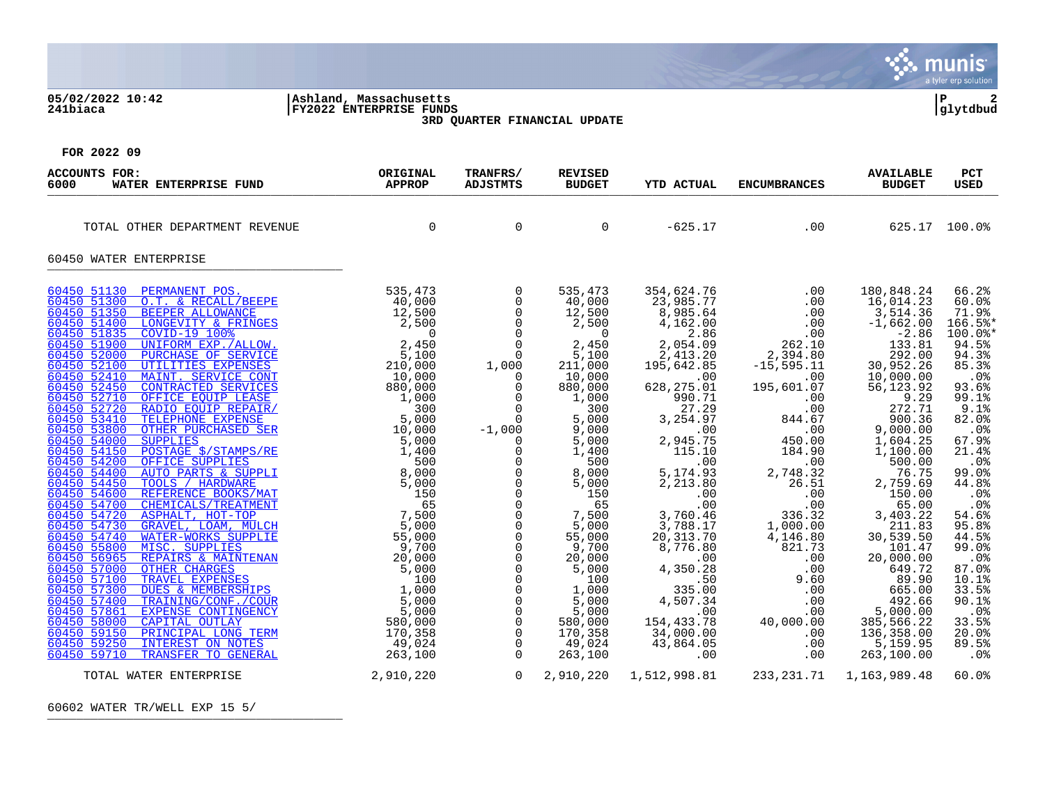05/02/2022 10:42 | Ashland, Massachusetts
241biaca | FY2022 ENTERPRISE FUNDS
3RD QUARTER FINANCIAL UPDATE

FOR 2022 09

| ACCOUNTS FOR: 6000 WATER ENTERPRISE FUND | | ORIGINAL APPROP | TRANFRS/ ADJSTMTS | REVISED BUDGET | YTD ACTUAL | ENCUMBRANCES | AVAILABLE BUDGET | PCT USED |
|---|---|---|---|---|---|---|---|---|
| TOTAL OTHER DEPARTMENT REVENUE | | 0 | 0 | 0 | -625.17 | .00 | 625.17 | 100.0% |
| **60450 WATER ENTERPRISE** | | | | | | | | |
| 60450 51130 | PERMANENT POS. | 535,473 | 0 | 535,473 | 354,624.76 | .00 | 180,848.24 | 66.2% |
| 60450 51300 | O.T. & RECALL/BEEPE | 40,000 | 0 | 40,000 | 23,985.77 | .00 | 16,014.23 | 60.0% |
| 60450 51350 | BEEPER ALLOWANCE | 12,500 | 0 | 12,500 | 8,985.64 | .00 | 3,514.36 | 71.9% |
| 60450 51400 | LONGEVITY & FRINGES | 2,500 | 0 | 2,500 | 4,162.00 | .00 | -1,662.00 | 166.5%* |
| 60450 51835 | COVID-19 100% | 0 | 0 | 0 | 2.86 | .00 | -2.86 | 100.0%* |
| 60450 51900 | UNIFORM EXP./ALLOW. | 2,450 | 0 | 2,450 | 2,054.09 | 262.10 | 133.81 | 94.5% |
| 60450 52000 | PURCHASE OF SERVICE | 5,100 | 0 | 5,100 | 2,413.20 | 2,394.80 | 292.00 | 94.3% |
| 60450 52100 | UTILITIES EXPENSES | 210,000 | 1,000 | 211,000 | 195,642.85 | -15,595.11 | 30,952.26 | 85.3% |
| 60450 52410 | MAINT. SERVICE CONT | 10,000 | 0 | 10,000 | .00 | .00 | 10,000.00 | .0% |
| 60450 52450 | CONTRACTED SERVICES | 880,000 | 0 | 880,000 | 628,275.01 | 195,601.07 | 56,123.92 | 93.6% |
| 60450 52710 | OFFICE EQUIP LEASE | 1,000 | 0 | 1,000 | 990.71 | .00 | 9.29 | 99.1% |
| 60450 52720 | RADIO EQUIP REPAIR/ | 300 | 0 | 300 | 27.29 | .00 | 272.71 | 9.1% |
| 60450 53410 | TELEPHONE EXPENSE | 5,000 | 0 | 5,000 | 3,254.97 | 844.67 | 900.36 | 82.0% |
| 60450 53800 | OTHER PURCHASED SER | 10,000 | -1,000 | 9,000 | .00 | .00 | 9,000.00 | .0% |
| 60450 54000 | SUPPLIES | 5,000 | 0 | 5,000 | 2,945.75 | 450.00 | 1,604.25 | 67.9% |
| 60450 54150 | POSTAGE $/STAMPS/RE | 1,400 | 0 | 1,400 | 115.10 | 184.90 | 1,100.00 | 21.4% |
| 60450 54200 | OFFICE SUPPLIES | 500 | 0 | 500 | .00 | .00 | 500.00 | .0% |
| 60450 54400 | AUTO PARTS & SUPPLI | 8,000 | 0 | 8,000 | 5,174.93 | 2,748.32 | 76.75 | 99.0% |
| 60450 54450 | TOOLS / HARDWARE | 5,000 | 0 | 5,000 | 2,213.80 | 26.51 | 2,759.69 | 44.8% |
| 60450 54600 | REFERENCE BOOKS/MAT | 150 | 0 | 150 | .00 | .00 | 150.00 | .0% |
| 60450 54700 | CHEMICALS/TREATMENT | 65 | 0 | 65 | .00 | .00 | 65.00 | .0% |
| 60450 54720 | ASPHALT, HOT-TOP | 7,500 | 0 | 7,500 | 3,760.46 | 336.32 | 3,403.22 | 54.6% |
| 60450 54730 | GRAVEL, LOAM, MULCH | 5,000 | 0 | 5,000 | 3,788.17 | 1,000.00 | 211.83 | 95.8% |
| 60450 54740 | WATER-WORKS SUPPLIE | 55,000 | 0 | 55,000 | 20,313.70 | 4,146.80 | 30,539.50 | 44.5% |
| 60450 55800 | MISC. SUPPLIES | 9,700 | 0 | 9,700 | 8,776.80 | 821.73 | 101.47 | 99.0% |
| 60450 56965 | REPAIRS & MAINTENAN | 20,000 | 0 | 20,000 | .00 | .00 | 20,000.00 | .0% |
| 60450 57000 | OTHER CHARGES | 5,000 | 0 | 5,000 | 4,350.28 | .00 | 649.72 | 87.0% |
| 60450 57100 | TRAVEL EXPENSES | 100 | 0 | 100 | .50 | 9.60 | 89.90 | 10.1% |
| 60450 57300 | DUES & MEMBERSHIPS | 1,000 | 0 | 1,000 | 335.00 | .00 | 665.00 | 33.5% |
| 60450 57400 | TRAINING/CONF./COUR | 5,000 | 0 | 5,000 | 4,507.34 | .00 | 492.66 | 90.1% |
| 60450 57861 | EXPENSE CONTINGENCY | 5,000 | 0 | 5,000 | .00 | .00 | 5,000.00 | .0% |
| 60450 58000 | CAPITAL OUTLAY | 580,000 | 0 | 580,000 | 154,433.78 | 40,000.00 | 385,566.22 | 33.5% |
| 60450 59150 | PRINCIPAL LONG TERM | 170,358 | 0 | 170,358 | 34,000.00 | .00 | 136,358.00 | 20.0% |
| 60450 59250 | INTEREST ON NOTES | 49,024 | 0 | 49,024 | 43,864.05 | .00 | 5,159.95 | 89.5% |
| 60450 59710 | TRANSFER TO GENERAL | 263,100 | 0 | 263,100 | .00 | .00 | 263,100.00 | .0% |
| TOTAL WATER ENTERPRISE | | 2,910,220 | 0 | 2,910,220 | 1,512,998.81 | 233,231.71 | 1,163,989.48 | 60.0% |

60602 WATER TR/WELL EXP 15 5/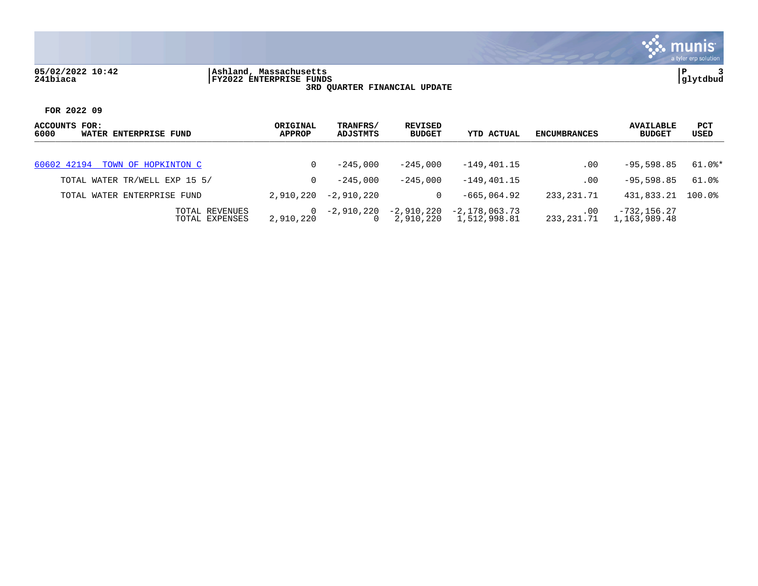05/02/2022 10:42 | Ashland, Massachusetts | P 3
241biaca | FY2022 ENTERPRISE FUNDS | glytdbud

3RD QUARTER FINANCIAL UPDATE

**FOR 2022 09**

| ACCOUNTS FOR: 6000 WATER ENTERPRISE FUND | ORIGINAL APPROP | TRANFRS/ ADJSTMTS | REVISED BUDGET | YTD ACTUAL | ENCUMBRANCES | AVAILABLE BUDGET | PCT USED |
|---|---|---|---|---|---|---|---|
| 60602 42194 TOWN OF HOPKINTON C | 0 | -245,000 | -245,000 | -149,401.15 | .00 | -95,598.85 | 61.0%* |
| TOTAL WATER TR/WELL EXP 15 5/ | 0 | -245,000 | -245,000 | -149,401.15 | .00 | -95,598.85 | 61.0% |
| TOTAL WATER ENTERPRISE FUND | 2,910,220 | -2,910,220 | 0 | -665,064.92 | 233,231.71 | 431,833.21 | 100.0% |
| TOTAL REVENUES | 0 | -2,910,220 | -2,910,220 | -2,178,063.73 | .00 | -732,156.27 | |
| TOTAL EXPENSES | 2,910,220 | 0 | 2,910,220 | 1,512,998.81 | 233,231.71 | 1,163,989.48 | |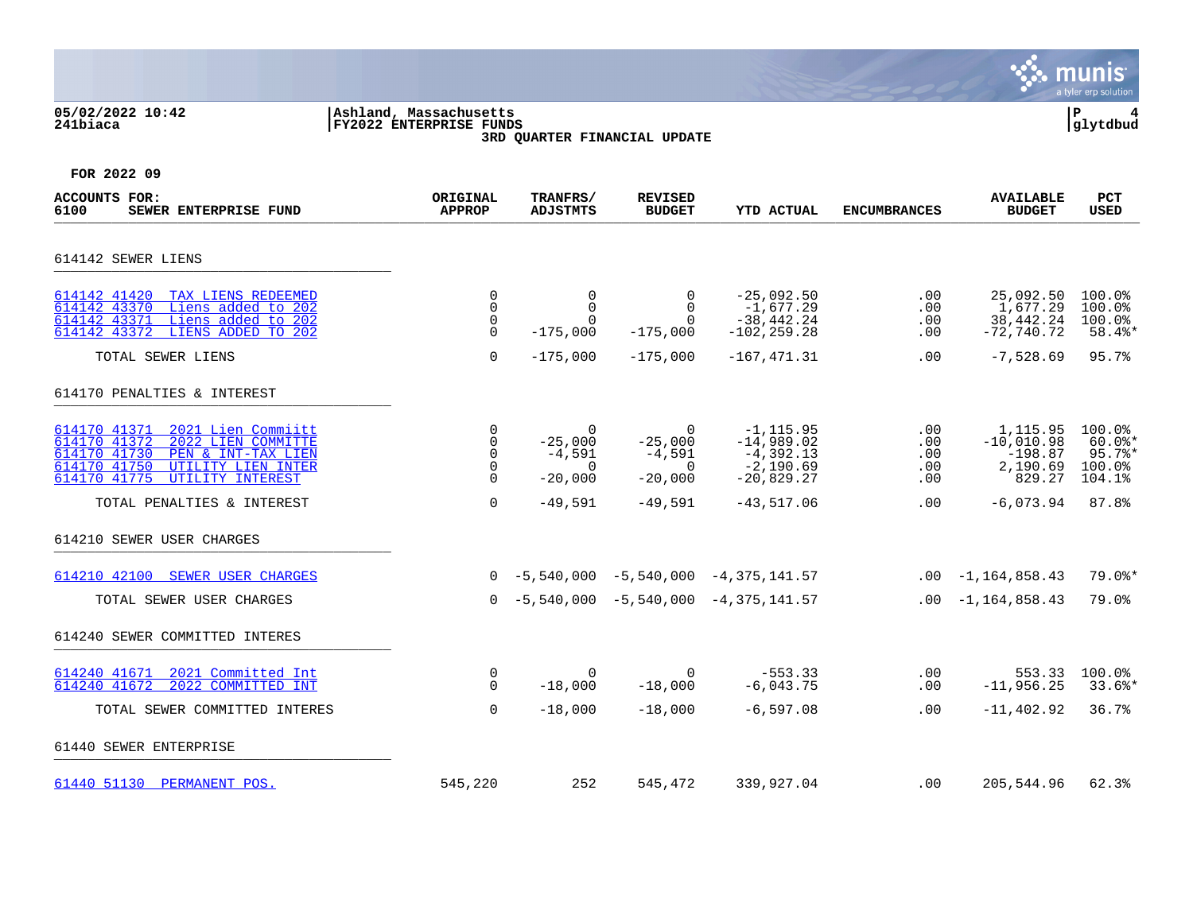05/02/2022 10:42 | Ashland, Massachusetts | P 4
241biaca | FY2022 ENTERPRISE FUNDS | glytdbud

**3RD QUARTER FINANCIAL UPDATE**

**FOR 2022 09**

| ACCOUNTS FOR: 6100 SEWER ENTERPRISE FUND | ORIGINAL APPROP | TRANFRS/ ADJSTMTS | REVISED BUDGET | YTD ACTUAL | ENCUMBRANCES | AVAILABLE BUDGET | PCT USED |
|---|---|---|---|---|---|---|---|
| **614142 SEWER LIENS** | | | | | | | |
| 614142 41420 TAX LIENS REDEEMED | 0 | 0 | 0 | -25,092.50 | .00 | 25,092.50 | 100.0% |
| 614142 43370 Liens added to 202 | 0 | 0 | 0 | -1,677.29 | .00 | 1,677.29 | 100.0% |
| 614142 43371 Liens added to 202 | 0 | 0 | 0 | -38,442.24 | .00 | 38,442.24 | 100.0% |
| 614142 43372 LIENS ADDED TO 202 | 0 | -175,000 | -175,000 | -102,259.28 | .00 | -72,740.72 | 58.4%* |
| TOTAL SEWER LIENS | 0 | -175,000 | -175,000 | -167,471.31 | .00 | -7,528.69 | 95.7% |
| **614170 PENALTIES & INTEREST** | | | | | | | |
| 614170 41371 2021 Lien Commiitt | 0 | 0 | 0 | -1,115.95 | .00 | 1,115.95 | 100.0% |
| 614170 41372 2022 LIEN COMMITTE | 0 | -25,000 | -25,000 | -14,989.02 | .00 | -10,010.98 | 60.0%* |
| 614170 41730 PEN & INT-TAX LIEN | 0 | -4,591 | -4,591 | -4,392.13 | .00 | -198.87 | 95.7%* |
| 614170 41750 UTILITY LIEN INTER | 0 | 0 | 0 | -2,190.69 | .00 | 2,190.69 | 100.0% |
| 614170 41775 UTILITY INTEREST | 0 | -20,000 | -20,000 | -20,829.27 | .00 | 829.27 | 104.1% |
| TOTAL PENALTIES & INTEREST | 0 | -49,591 | -49,591 | -43,517.06 | .00 | -6,073.94 | 87.8% |
| **614210 SEWER USER CHARGES** | | | | | | | |
| 614210 42100 SEWER USER CHARGES | 0 | -5,540,000 | -5,540,000 | -4,375,141.57 | .00 | -1,164,858.43 | 79.0%* |
| TOTAL SEWER USER CHARGES | 0 | -5,540,000 | -5,540,000 | -4,375,141.57 | .00 | -1,164,858.43 | 79.0% |
| **614240 SEWER COMMITTED INTERES** | | | | | | | |
| 614240 41671 2021 Committed Int | 0 | 0 | 0 | -553.33 | .00 | 553.33 | 100.0% |
| 614240 41672 2022 COMMITTED INT | 0 | -18,000 | -18,000 | -6,043.75 | .00 | -11,956.25 | 33.6%* |
| TOTAL SEWER COMMITTED INTERES | 0 | -18,000 | -18,000 | -6,597.08 | .00 | -11,402.92 | 36.7% |
| **61440 SEWER ENTERPRISE** | | | | | | | |
| 61440 51130 PERMANENT POS. | 545,220 | 252 | 545,472 | 339,927.04 | .00 | 205,544.96 | 62.3% |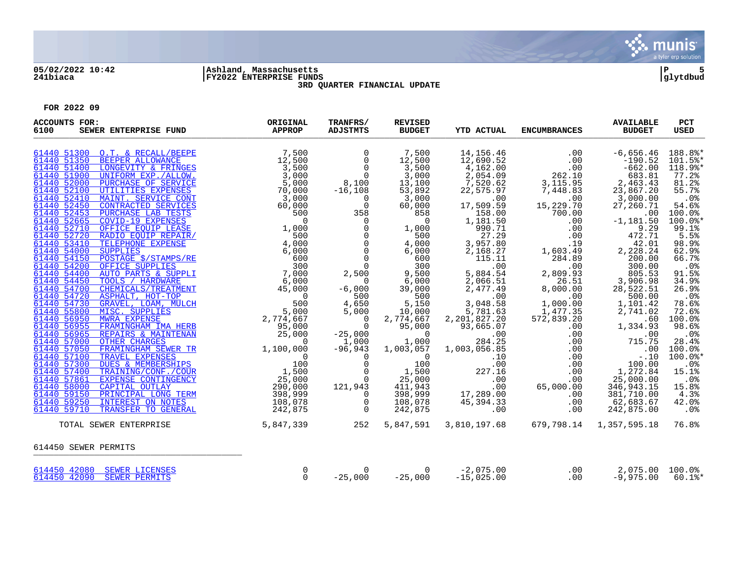**Ashland, Massachusetts**
**FY2022 ENTERPRISE FUNDS**
**3RD QUARTER FINANCIAL UPDATE**

**FOR 2022 09**

| ACCOUNTS FOR: 6100 SEWER ENTERPRISE FUND | | ORIGINAL APPROP | TRANFRS/ ADJSTMTS | REVISED BUDGET | YTD ACTUAL | ENCUMBRANCES | AVAILABLE BUDGET | PCT USED |
|---|---|---|---|---|---|---|---|---|
| 61440 51300 | O.T. & RECALL/BEEPE | 7,500 | 0 | 7,500 | 14,156.46 | .00 | -6,656.46 | 188.8%* |
| 61440 51350 | BEEPER ALLOWANCE | 12,500 | 0 | 12,500 | 12,690.52 | .00 | -190.52 | 101.5%* |
| 61440 51400 | LONGEVITY & FRINGES | 3,500 | 0 | 3,500 | 4,162.00 | .00 | -662.00 | 118.9%* |
| 61440 51900 | UNIFORM EXP./ALLOW. | 3,000 | 0 | 3,000 | 2,054.09 | 262.10 | 683.81 | 77.2% |
| 61440 52000 | PURCHASE OF SERVICE | 5,000 | 8,100 | 13,100 | 7,520.62 | 3,115.95 | 2,463.43 | 81.2% |
| 61440 52100 | UTILITIES EXPENSES | 70,000 | -16,108 | 53,892 | 22,575.97 | 7,448.83 | 23,867.20 | 55.7% |
| 61440 52410 | MAINT. SERVICE CONT | 3,000 | 0 | 3,000 | .00 | .00 | 3,000.00 | .0% |
| 61440 52450 | CONTRACTED SERVICES | 60,000 | 0 | 60,000 | 17,509.59 | 15,229.70 | 27,260.71 | 54.6% |
| 61440 52453 | PURCHASE LAB TESTS | 500 | 358 | 858 | 158.00 | 700.00 | .00 | 100.0% |
| 61440 52665 | COVID-19 EXPENSES | 0 | 0 | 0 | 1,181.50 | .00 | -1,181.50 | 100.0%* |
| 61440 52710 | OFFICE EQUIP LEASE | 1,000 | 0 | 1,000 | 990.71 | .00 | 9.29 | 99.1% |
| 61440 52720 | RADIO EQUIP REPAIR/ | 500 | 0 | 500 | 27.29 | .00 | 472.71 | 5.5% |
| 61440 53410 | TELEPHONE EXPENSE | 4,000 | 0 | 4,000 | 3,957.80 | .19 | 42.01 | 98.9% |
| 61440 54000 | SUPPLIES | 6,000 | 0 | 6,000 | 2,168.27 | 1,603.49 | 2,228.24 | 62.9% |
| 61440 54150 | POSTAGE $/STAMPS/RE | 600 | 0 | 600 | 115.11 | 284.89 | 200.00 | 66.7% |
| 61440 54200 | OFFICE SUPPLIES | 300 | 0 | 300 | .00 | .00 | 300.00 | .0% |
| 61440 54400 | AUTO PARTS & SUPPLI | 7,000 | 2,500 | 9,500 | 5,884.54 | 2,809.93 | 805.53 | 91.5% |
| 61440 54450 | TOOLS / HARDWARE | 6,000 | 0 | 6,000 | 2,066.51 | 26.51 | 3,906.98 | 34.9% |
| 61440 54700 | CHEMICALS/TREATMENT | 45,000 | -6,000 | 39,000 | 2,477.49 | 8,000.00 | 28,522.51 | 26.9% |
| 61440 54720 | ASPHALT, HOT-TOP | 0 | 500 | 500 | .00 | .00 | 500.00 | .0% |
| 61440 54730 | GRAVEL, LOAM, MULCH | 500 | 4,650 | 5,150 | 3,048.58 | 1,000.00 | 1,101.42 | 78.6% |
| 61440 55800 | MISC. SUPPLIES | 5,000 | 5,000 | 10,000 | 5,781.63 | 1,477.35 | 2,741.02 | 72.6% |
| 61440 56950 | MWRA EXPENSE | 2,774,667 | 0 | 2,774,667 | 2,201,827.20 | 572,839.20 | .60 | 100.0% |
| 61440 56955 | FRAMINGHAM IMA HERB | 95,000 | 0 | 95,000 | 93,665.07 | .00 | 1,334.93 | 98.6% |
| 61440 56965 | REPAIRS & MAINTENAN | 25,000 | -25,000 | 0 | .00 | .00 | .00 | .0% |
| 61440 57000 | OTHER CHARGES | 0 | 1,000 | 1,000 | 284.25 | .00 | 715.75 | 28.4% |
| 61440 57050 | FRAMINGHAM SEWER TR | 1,100,000 | -96,943 | 1,003,057 | 1,003,056.85 | .00 | .00 | 100.0% |
| 61440 57100 | TRAVEL EXPENSES | 0 | 0 | 0 | .10 | .00 | -.10 | 100.0%* |
| 61440 57300 | DUES & MEMBERSHIPS | 100 | 0 | 100 | .00 | .00 | 100.00 | .0% |
| 61440 57400 | TRAINING/CONF./COUR | 1,500 | 0 | 1,500 | 227.16 | .00 | 1,272.84 | 15.1% |
| 61440 57861 | EXPENSE CONTINGENCY | 25,000 | 0 | 25,000 | .00 | .00 | 25,000.00 | .0% |
| 61440 58000 | CAPITAL OUTLAY | 290,000 | 121,943 | 411,943 | .00 | 65,000.00 | 346,943.15 | 15.8% |
| 61440 59150 | PRINCIPAL LONG TERM | 398,999 | 0 | 398,999 | 17,289.00 | .00 | 381,710.00 | 4.3% |
| 61440 59250 | INTEREST ON NOTES | 108,078 | 0 | 108,078 | 45,394.33 | .00 | 62,683.67 | 42.0% |
| 61440 59710 | TRANSFER TO GENERAL | 242,875 | 0 | 242,875 | .00 | .00 | 242,875.00 | .0% |
| TOTAL SEWER ENTERPRISE | | 5,847,339 | 252 | 5,847,591 | 3,810,197.68 | 679,798.14 | 1,357,595.18 | 76.8% |

614450 SEWER PERMITS

| | | ORIGINAL APPROP | TRANFRS/ ADJSTMTS | REVISED BUDGET | YTD ACTUAL | ENCUMBRANCES | AVAILABLE BUDGET | PCT USED |
|---|---|---|---|---|---|---|---|---|
| 614450 42080 | SEWER LICENSES | 0 | 0 | 0 | -2,075.00 | .00 | 2,075.00 | 100.0% |
| 614450 42090 | SEWER PERMITS | 0 | -25,000 | -25,000 | -15,025.00 | .00 | -9,975.00 | 60.1%* |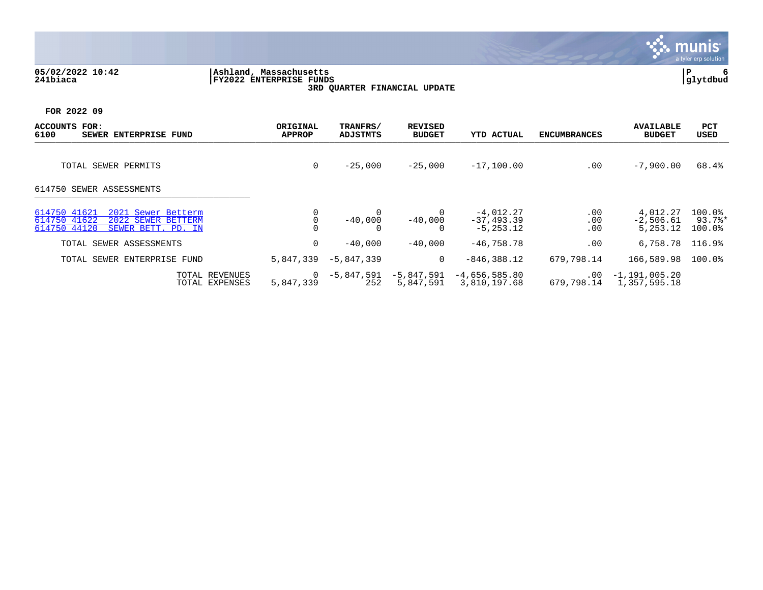05/02/2022 10:42 | Ashland, Massachusetts | P 6
241biaca | FY2022 ENTERPRISE FUNDS | glytdbud

**3RD QUARTER FINANCIAL UPDATE**

**FOR 2022 09**

| ACCOUNTS FOR: 6100 SEWER ENTERPRISE FUND | ORIGINAL APPROP | TRANFRS/ ADJSTMTS | REVISED BUDGET | YTD ACTUAL | ENCUMBRANCES | AVAILABLE BUDGET | PCT USED |
|---|---|---|---|---|---|---|---|
| TOTAL SEWER PERMITS | 0 | -25,000 | -25,000 | -17,100.00 | .00 | -7,900.00 | 68.4% |
| **614750 SEWER ASSESSMENTS** | | | | | | | |
| 614750 41621 2021 Sewer Betterm | 0 | 0 | 0 | -4,012.27 | .00 | 4,012.27 | 100.0% |
| 614750 41622 2022 SEWER BETTERM | 0 | -40,000 | -40,000 | -37,493.39 | .00 | -2,506.61 | 93.7%* |
| 614750 44120 SEWER BETT. PD. IN | 0 | 0 | 0 | -5,253.12 | .00 | 5,253.12 | 100.0% |
| TOTAL SEWER ASSESSMENTS | 0 | -40,000 | -40,000 | -46,758.78 | .00 | 6,758.78 | 116.9% |
| TOTAL SEWER ENTERPRISE FUND | 5,847,339 | -5,847,339 | 0 | -846,388.12 | 679,798.14 | 166,589.98 | 100.0% |
| TOTAL REVENUES | 0 | -5,847,591 | -5,847,591 | -4,656,585.80 | .00 | -1,191,005.20 | |
| TOTAL EXPENSES | 5,847,339 | 252 | 5,847,591 | 3,810,197.68 | 679,798.14 | 1,357,595.18 | |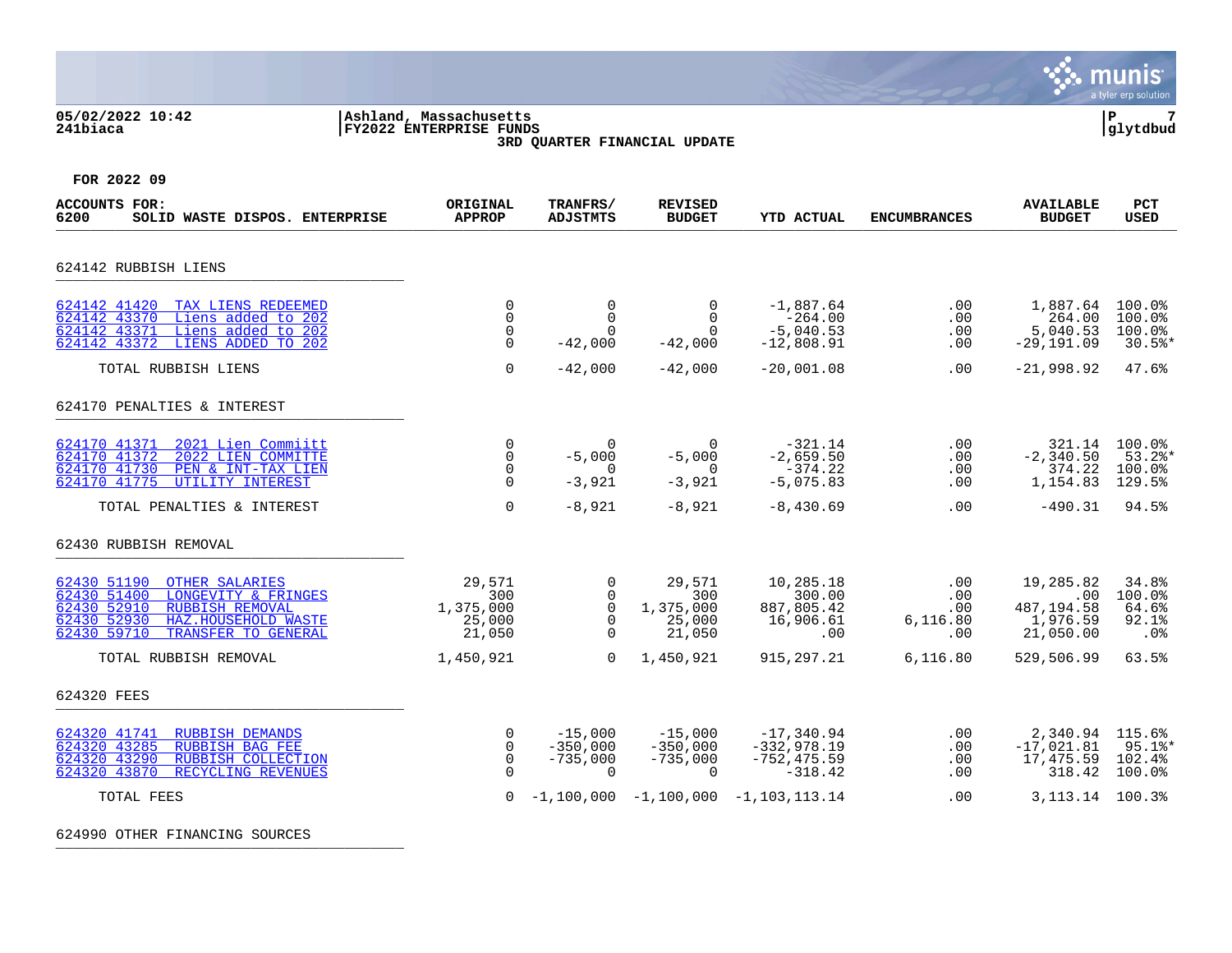05/02/2022 10:42 | Ashland, Massachusetts | P 7
241biaca | FY2022 ENTERPRISE FUNDS | glytdbud

3RD QUARTER FINANCIAL UPDATE

FOR 2022 09

| ACCOUNTS FOR: 6200 SOLID WASTE DISPOS. ENTERPRISE | ORIGINAL APPROP | TRANFRS/ ADJSTMTS | REVISED BUDGET | YTD ACTUAL | ENCUMBRANCES | AVAILABLE BUDGET | PCT USED |
|---|---|---|---|---|---|---|---|
| **624142 RUBBISH LIENS** | | | | | | | |
| 624142 41420 TAX LIENS REDEEMED | 0 | 0 | 0 | -1,887.64 | .00 | 1,887.64 | 100.0% |
| 624142 43370 Liens added to 202 | 0 | 0 | 0 | -264.00 | .00 | 264.00 | 100.0% |
| 624142 43371 Liens added to 202 | 0 | 0 | 0 | -5,040.53 | .00 | 5,040.53 | 100.0% |
| 624142 43372 LIENS ADDED TO 202 | 0 | -42,000 | -42,000 | -12,808.91 | .00 | -29,191.09 | 30.5%* |
| TOTAL RUBBISH LIENS | 0 | -42,000 | -42,000 | -20,001.08 | .00 | -21,998.92 | 47.6% |
| **624170 PENALTIES & INTEREST** | | | | | | | |
| 624170 41371 2021 Lien Commiitt | 0 | 0 | 0 | -321.14 | .00 | 321.14 | 100.0% |
| 624170 41372 2022 LIEN COMMITTE | 0 | -5,000 | -5,000 | -2,659.50 | .00 | -2,340.50 | 53.2%* |
| 624170 41730 PEN & INT-TAX LIEN | 0 | 0 | 0 | -374.22 | .00 | 374.22 | 100.0% |
| 624170 41775 UTILITY INTEREST | 0 | -3,921 | -3,921 | -5,075.83 | .00 | 1,154.83 | 129.5% |
| TOTAL PENALTIES & INTEREST | 0 | -8,921 | -8,921 | -8,430.69 | .00 | -490.31 | 94.5% |
| **62430 RUBBISH REMOVAL** | | | | | | | |
| 62430 51190 OTHER SALARIES | 29,571 | 0 | 29,571 | 10,285.18 | .00 | 19,285.82 | 34.8% |
| 62430 51400 LONGEVITY & FRINGES | 300 | 0 | 300 | 300.00 | .00 | .00 | 100.0% |
| 62430 52910 RUBBISH REMOVAL | 1,375,000 | 0 | 1,375,000 | 887,805.42 | .00 | 487,194.58 | 64.6% |
| 62430 52930 HAZ.HOUSEHOLD WASTE | 25,000 | 0 | 25,000 | 16,906.61 | 6,116.80 | 1,976.59 | 92.1% |
| 62430 59710 TRANSFER TO GENERAL | 21,050 | 0 | 21,050 | .00 | .00 | 21,050.00 | .0% |
| TOTAL RUBBISH REMOVAL | 1,450,921 | 0 | 1,450,921 | 915,297.21 | 6,116.80 | 529,506.99 | 63.5% |
| **624320 FEES** | | | | | | | |
| 624320 41741 RUBBISH DEMANDS | 0 | -15,000 | -15,000 | -17,340.94 | .00 | 2,340.94 | 115.6% |
| 624320 43285 RUBBISH BAG FEE | 0 | -350,000 | -350,000 | -332,978.19 | .00 | -17,021.81 | 95.1%* |
| 624320 43290 RUBBISH COLLECTION | 0 | -735,000 | -735,000 | -752,475.59 | .00 | 17,475.59 | 102.4% |
| 624320 43870 RECYCLING REVENUES | 0 | 0 | 0 | -318.42 | .00 | 318.42 | 100.0% |
| TOTAL FEES | 0 | -1,100,000 | -1,100,000 | -1,103,113.14 | .00 | 3,113.14 | 100.3% |
| **624990 OTHER FINANCING SOURCES** | | | | | | | |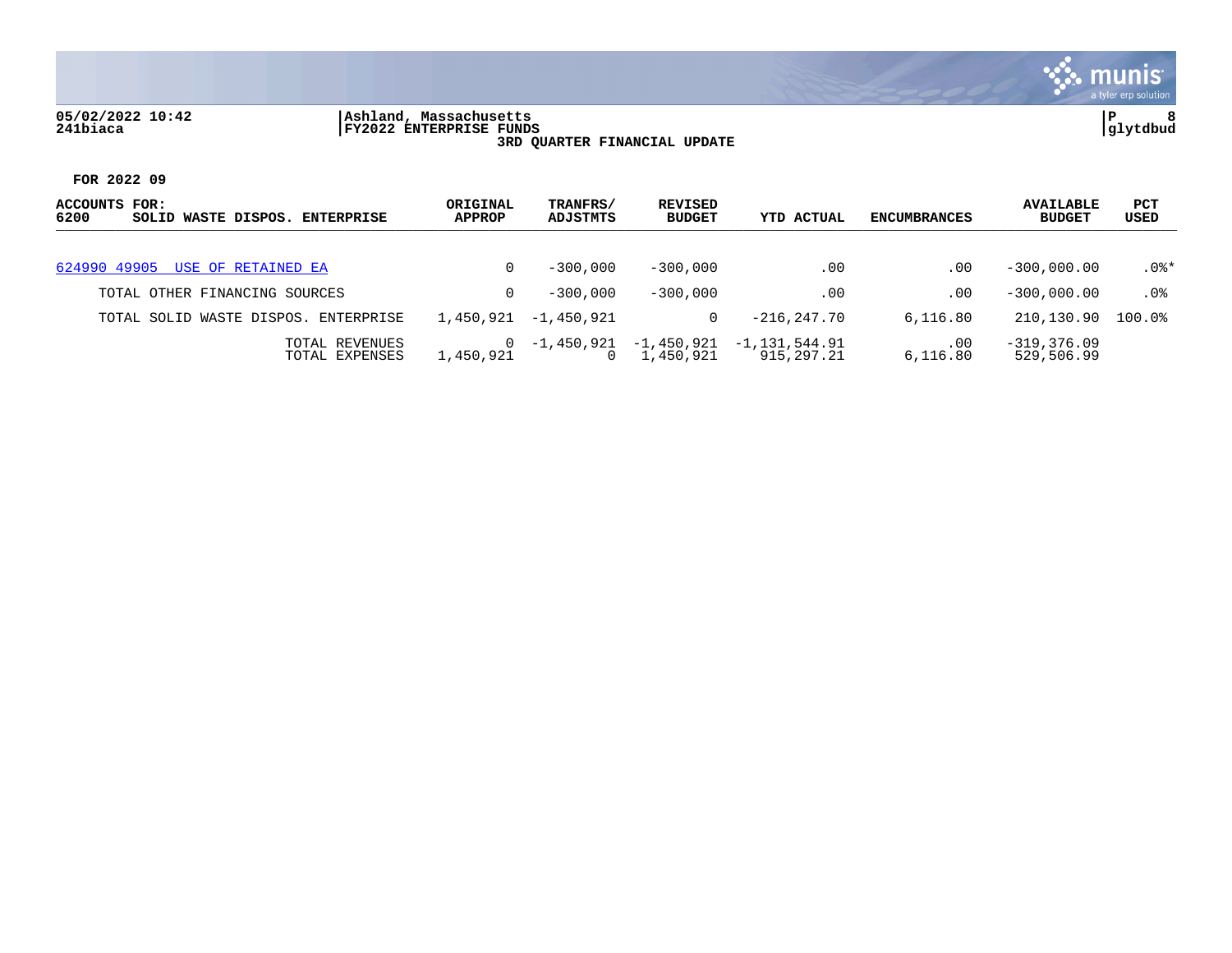05/02/2022 10:42
241biaca

Ashland, Massachusetts
FY2022 ENTERPRISE FUNDS
3RD QUARTER FINANCIAL UPDATE

P 8
glytdbud

FOR 2022 09

| ACCOUNTS FOR: 6200 SOLID WASTE DISPOS. ENTERPRISE | ORIGINAL APPROP | TRANFRS/ ADJSTMTS | REVISED BUDGET | YTD ACTUAL | ENCUMBRANCES | AVAILABLE BUDGET | PCT USED |
|---|---|---|---|---|---|---|---|
| 624990 49905 USE OF RETAINED EA | 0 | -300,000 | -300,000 | .00 | .00 | -300,000.00 | .0%* |
| TOTAL OTHER FINANCING SOURCES | 0 | -300,000 | -300,000 | .00 | .00 | -300,000.00 | .0% |
| TOTAL SOLID WASTE DISPOS. ENTERPRISE | 1,450,921 | -1,450,921 | 0 | -216,247.70 | 6,116.80 | 210,130.90 | 100.0% |
| TOTAL REVENUES | 0 | -1,450,921 | -1,450,921 | -1,131,544.91 | .00 | -319,376.09 | |
| TOTAL EXPENSES | 1,450,921 | 0 | 1,450,921 | 915,297.21 | 6,116.80 | 529,506.99 | |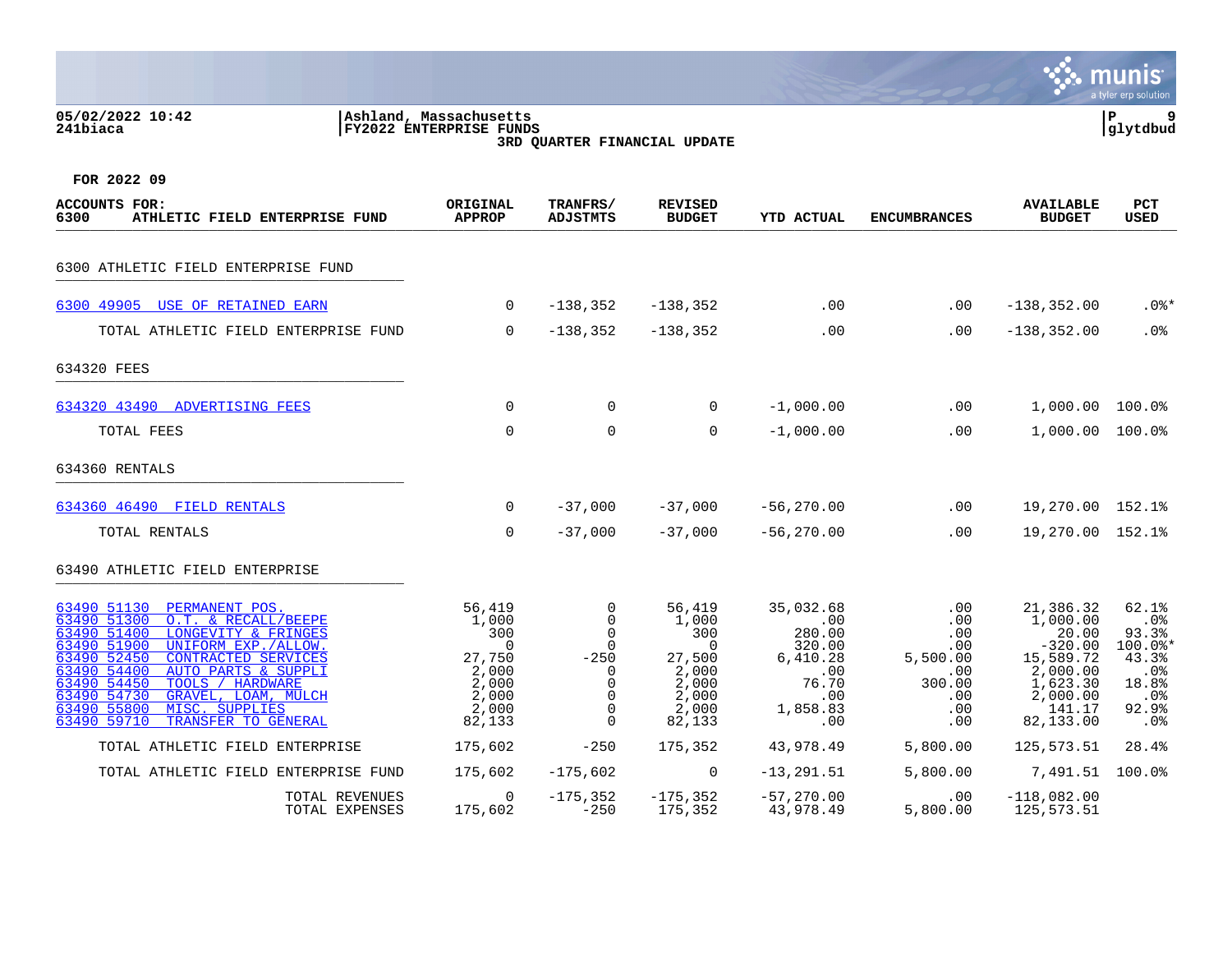05/02/2022 10:42 | Ashland, Massachusetts | P 9
241biaca | FY2022 ENTERPRISE FUNDS | glytdbud

**3RD QUARTER FINANCIAL UPDATE**

FOR 2022 09

| ACCOUNTS FOR: 6300 ATHLETIC FIELD ENTERPRISE FUND | ORIGINAL APPROP | TRANFRS/ ADJSTMTS | REVISED BUDGET | YTD ACTUAL | ENCUMBRANCES | AVAILABLE BUDGET | PCT USED |
|---|---|---|---|---|---|---|---|
| **6300 ATHLETIC FIELD ENTERPRISE FUND** | | | | | | | |
| 6300 49905 USE OF RETAINED EARN | 0 | -138,352 | -138,352 | .00 | .00 | -138,352.00 | .0%* |
| TOTAL ATHLETIC FIELD ENTERPRISE FUND | 0 | -138,352 | -138,352 | .00 | .00 | -138,352.00 | .0% |
| **634320 FEES** | | | | | | | |
| 634320 43490 ADVERTISING FEES | 0 | 0 | 0 | -1,000.00 | .00 | 1,000.00 | 100.0% |
| TOTAL FEES | 0 | 0 | 0 | -1,000.00 | .00 | 1,000.00 | 100.0% |
| **634360 RENTALS** | | | | | | | |
| 634360 46490 FIELD RENTALS | 0 | -37,000 | -37,000 | -56,270.00 | .00 | 19,270.00 | 152.1% |
| TOTAL RENTALS | 0 | -37,000 | -37,000 | -56,270.00 | .00 | 19,270.00 | 152.1% |
| **63490 ATHLETIC FIELD ENTERPRISE** | | | | | | | |
| 63490 51130 PERMANENT POS. | 56,419 | 0 | 56,419 | 35,032.68 | .00 | 21,386.32 | 62.1% |
| 63490 51300 O.T. & RECALL/BEEPE | 1,000 | 0 | 1,000 | .00 | .00 | 1,000.00 | .0% |
| 63490 51400 LONGEVITY & FRINGES | 300 | 0 | 300 | 280.00 | .00 | 20.00 | 93.3% |
| 63490 51900 UNIFORM EXP./ALLOW. | 0 | 0 | 0 | 320.00 | .00 | -320.00 | 100.0%* |
| 63490 52450 CONTRACTED SERVICES | 27,750 | -250 | 27,500 | 6,410.28 | 5,500.00 | 15,589.72 | 43.3% |
| 63490 54400 AUTO PARTS & SUPPLI | 2,000 | 0 | 2,000 | .00 | .00 | 2,000.00 | .0% |
| 63490 54450 TOOLS / HARDWARE | 2,000 | 0 | 2,000 | 76.70 | 300.00 | 1,623.30 | 18.8% |
| 63490 54730 GRAVEL, LOAM, MULCH | 2,000 | 0 | 2,000 | .00 | .00 | 2,000.00 | .0% |
| 63490 55800 MISC. SUPPLIES | 2,000 | 0 | 2,000 | 1,858.83 | .00 | 141.17 | 92.9% |
| 63490 59710 TRANSFER TO GENERAL | 82,133 | 0 | 82,133 | .00 | .00 | 82,133.00 | .0% |
| TOTAL ATHLETIC FIELD ENTERPRISE | 175,602 | -250 | 175,352 | 43,978.49 | 5,800.00 | 125,573.51 | 28.4% |
| TOTAL ATHLETIC FIELD ENTERPRISE FUND | 175,602 | -175,602 | 0 | -13,291.51 | 5,800.00 | 7,491.51 | 100.0% |
| TOTAL REVENUES | 0 | -175,352 | -175,352 | -57,270.00 | .00 | -118,082.00 | |
| TOTAL EXPENSES | 175,602 | -250 | 175,352 | 43,978.49 | 5,800.00 | 125,573.51 | |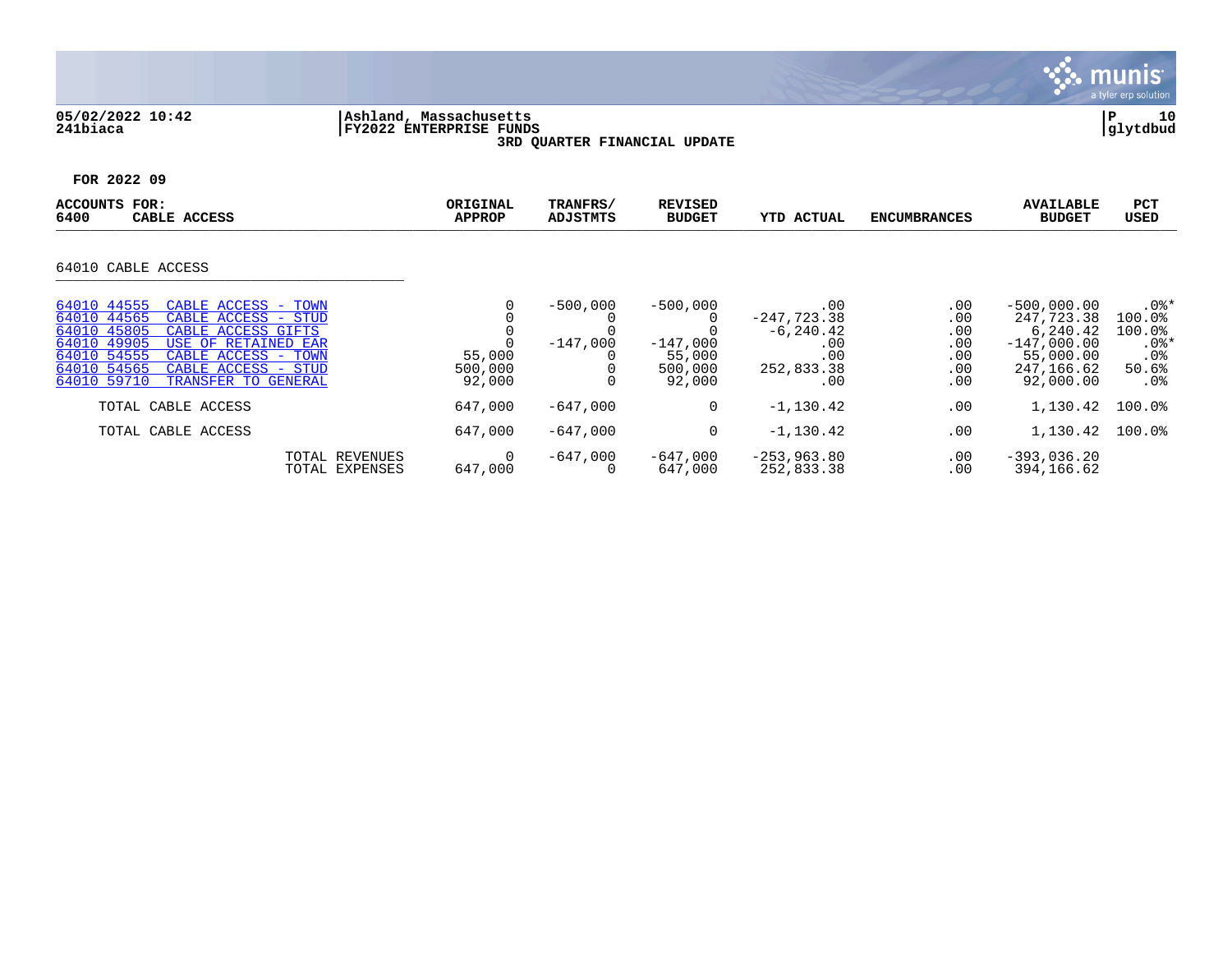05/02/2022 10:42 | Ashland, Massachusetts | P 10
241biaca | FY2022 ENTERPRISE FUNDS | glytdbud

**3RD QUARTER FINANCIAL UPDATE**

**FOR 2022 09**

| ACCOUNTS FOR: 6400 CABLE ACCESS | ORIGINAL APPROP | TRANFRS/ ADJSTMTS | REVISED BUDGET | YTD ACTUAL | ENCUMBRANCES | AVAILABLE BUDGET | PCT USED |
|---|---|---|---|---|---|---|---|
| **64010 CABLE ACCESS** | | | | | | | |
| 64010 44555 CABLE ACCESS - TOWN | 0 | -500,000 | -500,000 | .00 | .00 | -500,000.00 | .0%* |
| 64010 44565 CABLE ACCESS - STUD | 0 | 0 | 0 | -247,723.38 | .00 | 247,723.38 | 100.0% |
| 64010 45805 CABLE ACCESS GIFTS | 0 | 0 | 0 | -6,240.42 | .00 | 6,240.42 | 100.0% |
| 64010 49905 USE OF RETAINED EAR | 0 | -147,000 | -147,000 | .00 | .00 | -147,000.00 | .0%* |
| 64010 54555 CABLE ACCESS - TOWN | 55,000 | 0 | 55,000 | .00 | .00 | 55,000.00 | .0% |
| 64010 54565 CABLE ACCESS - STUD | 500,000 | 0 | 500,000 | 252,833.38 | .00 | 247,166.62 | 50.6% |
| 64010 59710 TRANSFER TO GENERAL | 92,000 | 0 | 92,000 | .00 | .00 | 92,000.00 | .0% |
| TOTAL CABLE ACCESS | 647,000 | -647,000 | 0 | -1,130.42 | .00 | 1,130.42 | 100.0% |
| TOTAL CABLE ACCESS | 647,000 | -647,000 | 0 | -1,130.42 | .00 | 1,130.42 | 100.0% |
| TOTAL REVENUES | 0 | -647,000 | -647,000 | -253,963.80 | .00 | -393,036.20 | |
| TOTAL EXPENSES | 647,000 | 0 | 647,000 | 252,833.38 | .00 | 394,166.62 | |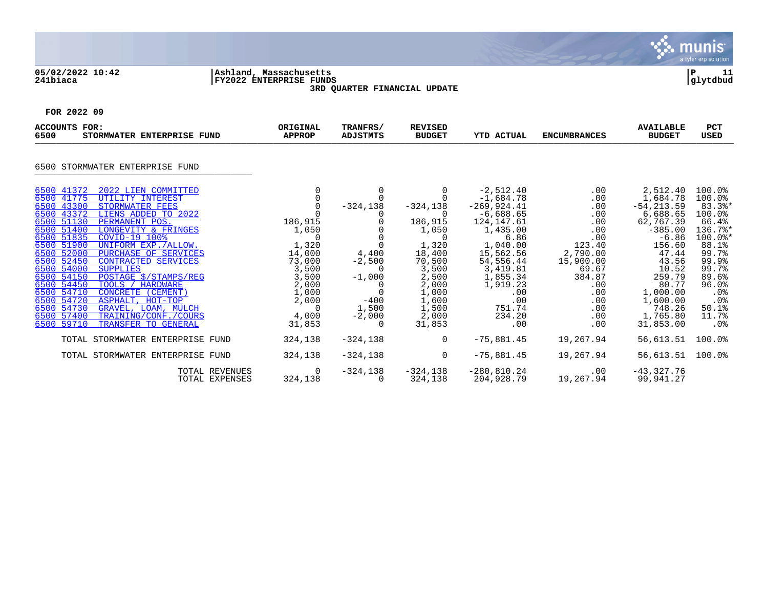05/02/2022 10:42 | Ashland, Massachusetts | P 11
241biaca | FY2022 ENTERPRISE FUNDS | glytdbud

3RD QUARTER FINANCIAL UPDATE

FOR 2022 09

| ACCOUNTS FOR: 6500 STORMWATER ENTERPRISE FUND | ORIGINAL APPROP | TRANFRS/ ADJSTMTS | REVISED BUDGET | YTD ACTUAL | ENCUMBRANCES | AVAILABLE BUDGET | PCT USED |
|---|---|---|---|---|---|---|---|
| **6500 STORMWATER ENTERPRISE FUND** | | | | | | | |
| 6500 41372 2022 LIEN COMMITTED | 0 | 0 | 0 | -2,512.40 | .00 | 2,512.40 | 100.0% |
| 6500 41775 UTILITY INTEREST | 0 | 0 | 0 | -1,684.78 | .00 | 1,684.78 | 100.0% |
| 6500 43300 STORMWATER FEES | 0 | -324,138 | -324,138 | -269,924.41 | .00 | -54,213.59 | 83.3%* |
| 6500 43372 LIENS ADDED TO 2022 | 0 | 0 | 0 | -6,688.65 | .00 | 6,688.65 | 100.0% |
| 6500 51130 PERMANENT POS. | 186,915 | 0 | 186,915 | 124,147.61 | .00 | 62,767.39 | 66.4% |
| 6500 51400 LONGEVITY & FRINGES | 1,050 | 0 | 1,050 | 1,435.00 | .00 | -385.00 | 136.7%* |
| 6500 51835 COVID-19 100% | 0 | 0 | 0 | 6.86 | .00 | -6.86 | 100.0%* |
| 6500 51900 UNIFORM EXP./ALLOW. | 1,320 | 0 | 1,320 | 1,040.00 | 123.40 | 156.60 | 88.1% |
| 6500 52000 PURCHASE OF SERVICES | 14,000 | 4,400 | 18,400 | 15,562.56 | 2,790.00 | 47.44 | 99.7% |
| 6500 52450 CONTRACTED SERVICES | 73,000 | -2,500 | 70,500 | 54,556.44 | 15,900.00 | 43.56 | 99.9% |
| 6500 54000 SUPPLIES | 3,500 | 0 | 3,500 | 3,419.81 | 69.67 | 10.52 | 99.7% |
| 6500 54150 POSTAGE $/STAMPS/REG | 3,500 | -1,000 | 2,500 | 1,855.34 | 384.87 | 259.79 | 89.6% |
| 6500 54450 TOOLS / HARDWARE | 2,000 | 0 | 2,000 | 1,919.23 | .00 | 80.77 | 96.0% |
| 6500 54710 CONCRETE (CEMENT) | 1,000 | 0 | 1,000 | .00 | .00 | 1,000.00 | .0% |
| 6500 54720 ASPHALT, HOT-TOP | 2,000 | -400 | 1,600 | .00 | .00 | 1,600.00 | .0% |
| 6500 54730 GRAVEL, LOAM, MULCH | 0 | 1,500 | 1,500 | 751.74 | .00 | 748.26 | 50.1% |
| 6500 57400 TRAINING/CONF./COURS | 4,000 | -2,000 | 2,000 | 234.20 | .00 | 1,765.80 | 11.7% |
| 6500 59710 TRANSFER TO GENERAL | 31,853 | 0 | 31,853 | .00 | .00 | 31,853.00 | .0% |
| TOTAL STORMWATER ENTERPRISE FUND | 324,138 | -324,138 | 0 | -75,881.45 | 19,267.94 | 56,613.51 | 100.0% |
| TOTAL STORMWATER ENTERPRISE FUND | 324,138 | -324,138 | 0 | -75,881.45 | 19,267.94 | 56,613.51 | 100.0% |
| TOTAL REVENUES | 0 | -324,138 | -324,138 | -280,810.24 | .00 | -43,327.76 | |
| TOTAL EXPENSES | 324,138 | 0 | 324,138 | 204,928.79 | 19,267.94 | 99,941.27 | |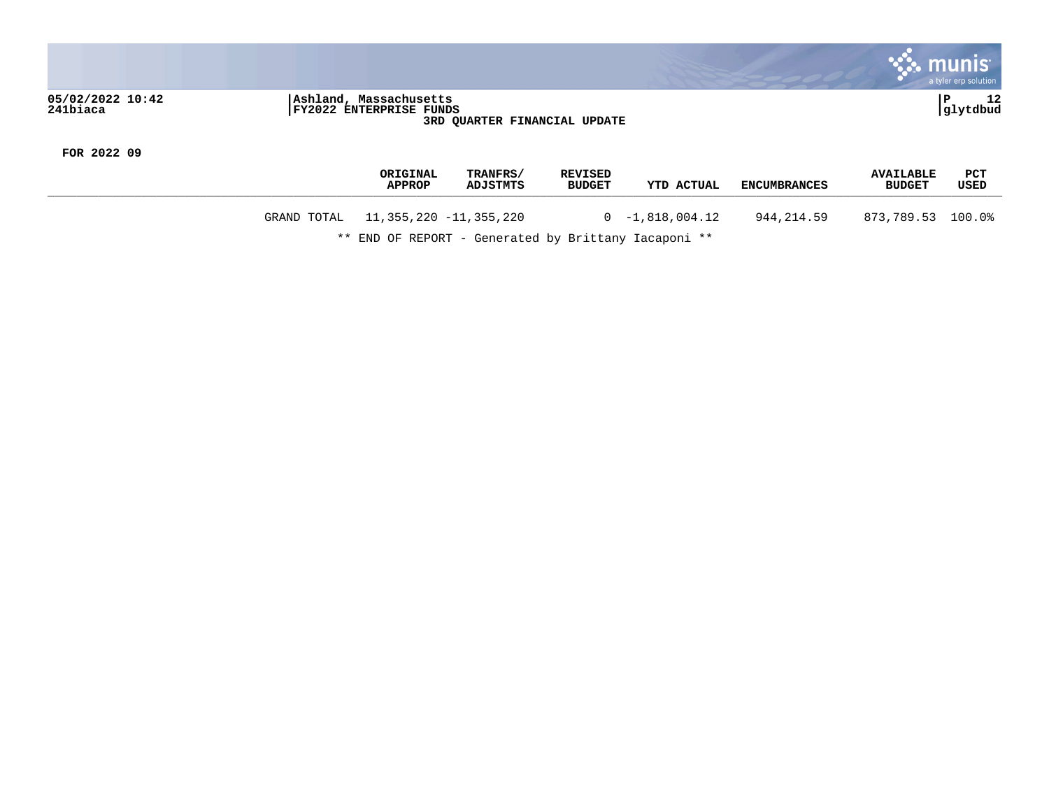05/02/2022 10:42
241biaca

Ashland, Massachusetts
FY2022 ENTERPRISE FUNDS
3RD QUARTER FINANCIAL UPDATE

FOR 2022 09

| | ORIGINAL APPROP | TRANFRS/ ADJSTMTS | REVISED BUDGET | YTD ACTUAL | ENCUMBRANCES | AVAILABLE BUDGET | PCT USED |
|---|---|---|---|---|---|---|---|
| GRAND TOTAL | 11,355,220 | -11,355,220 | 0 | -1,818,004.12 | 944,214.59 | 873,789.53 | 100.0% |

** END OF REPORT - Generated by Brittany Iacaponi **